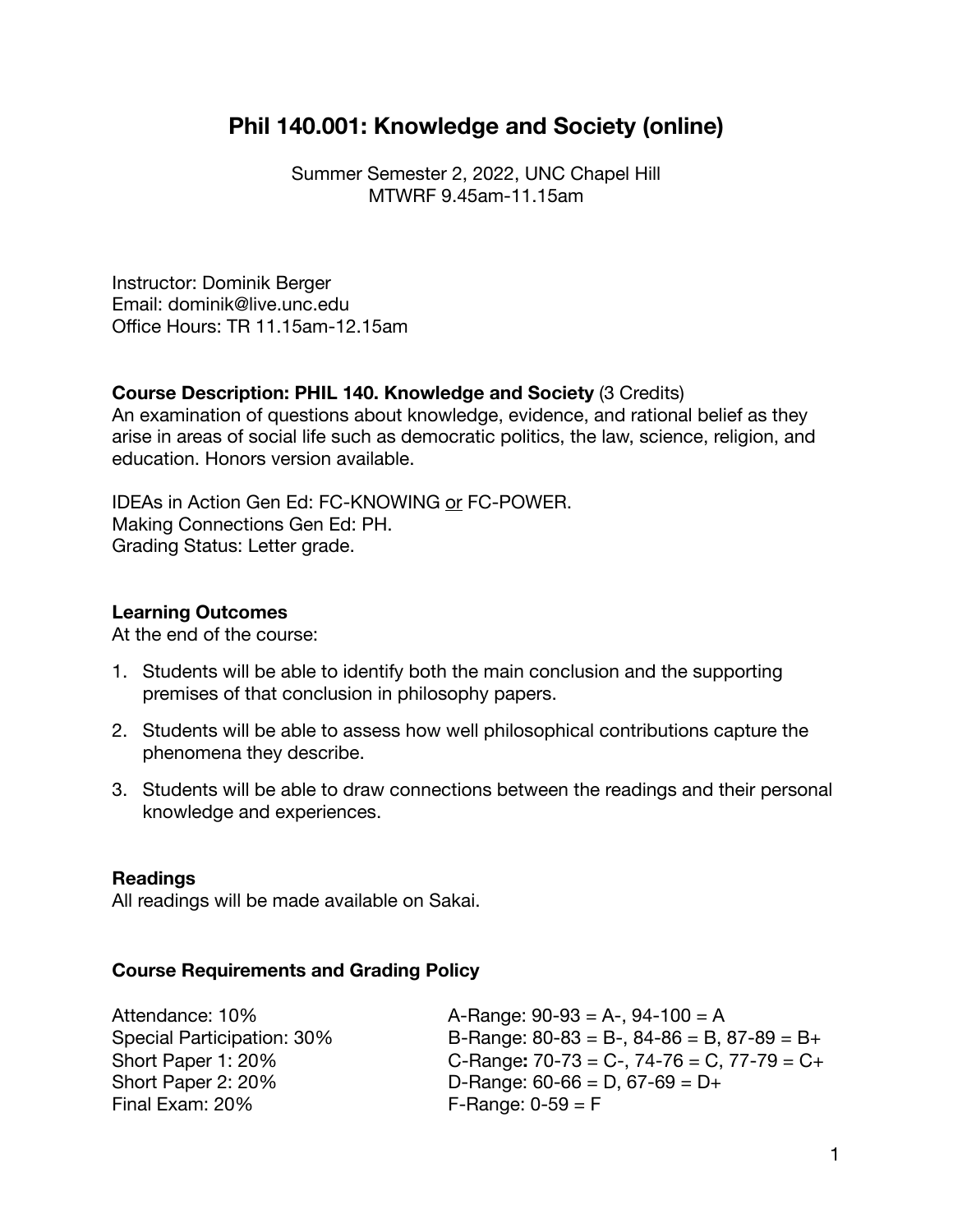# Phil 140.001: Knowledge and Society (online)

Summer Semester 2, 2022, UNC Chapel Hill
MTWRF 9.45am-11.15am

Instructor: Dominik Berger
Email: dominik@live.unc.edu
Office Hours: TR 11.15am-12.15am

**Course Description: PHIL 140. Knowledge and Society** (3 Credits)
An examination of questions about knowledge, evidence, and rational belief as they arise in areas of social life such as democratic politics, the law, science, religion, and education. Honors version available.

IDEAs in Action Gen Ed: FC-KNOWING or FC-POWER.
Making Connections Gen Ed: PH.
Grading Status: Letter grade.

**Learning Outcomes**
At the end of the course:

1. Students will be able to identify both the main conclusion and the supporting premises of that conclusion in philosophy papers.
2. Students will be able to assess how well philosophical contributions capture the phenomena they describe.
3. Students will be able to draw connections between the readings and their personal knowledge and experiences.

**Readings**
All readings will be made available on Sakai.

**Course Requirements and Grading Policy**

| | |
|---|---|
| Attendance: 10% | A-Range: 90-93 = A-, 94-100 = A |
| Special Participation: 30% | B-Range: 80-83 = B-, 84-86 = B, 87-89 = B+ |
| Short Paper 1: 20% | C-Range**:** 70-73 = C-, 74-76 = C, 77-79 = C+ |
| Short Paper 2: 20% | D-Range: 60-66 = D, 67-69 = D+ |
| Final Exam: 20% | F-Range: 0-59 = F |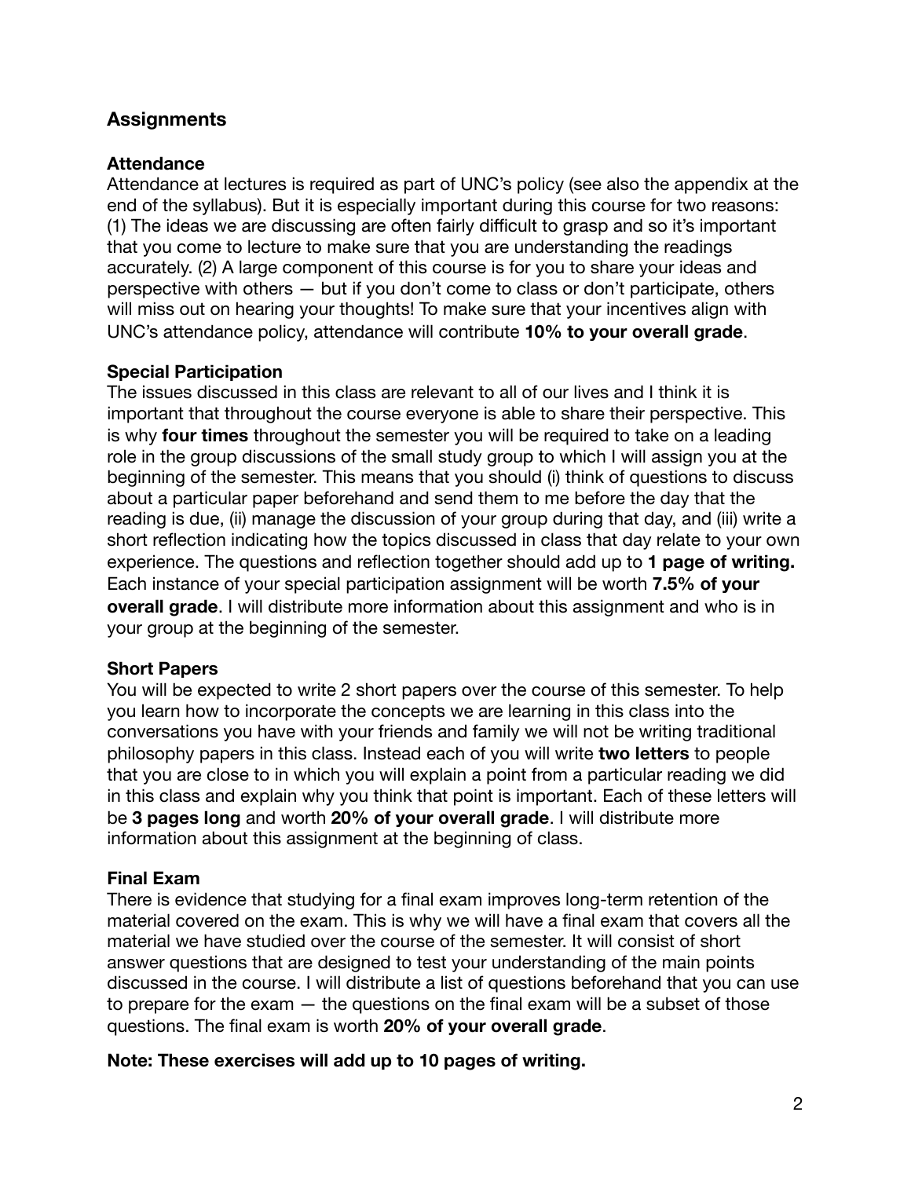## Assignments

### Attendance

Attendance at lectures is required as part of UNC's policy (see also the appendix at the end of the syllabus). But it is especially important during this course for two reasons: (1) The ideas we are discussing are often fairly difficult to grasp and so it's important that you come to lecture to make sure that you are understanding the readings accurately. (2) A large component of this course is for you to share your ideas and perspective with others — but if you don't come to class or don't participate, others will miss out on hearing your thoughts! To make sure that your incentives align with UNC's attendance policy, attendance will contribute **10% to your overall grade**.

### Special Participation

The issues discussed in this class are relevant to all of our lives and I think it is important that throughout the course everyone is able to share their perspective. This is why **four times** throughout the semester you will be required to take on a leading role in the group discussions of the small study group to which I will assign you at the beginning of the semester. This means that you should (i) think of questions to discuss about a particular paper beforehand and send them to me before the day that the reading is due, (ii) manage the discussion of your group during that day, and (iii) write a short reflection indicating how the topics discussed in class that day relate to your own experience. The questions and reflection together should add up to **1 page of writing.** Each instance of your special participation assignment will be worth **7.5% of your overall grade**. I will distribute more information about this assignment and who is in your group at the beginning of the semester.

### Short Papers

You will be expected to write 2 short papers over the course of this semester. To help you learn how to incorporate the concepts we are learning in this class into the conversations you have with your friends and family we will not be writing traditional philosophy papers in this class. Instead each of you will write **two letters** to people that you are close to in which you will explain a point from a particular reading we did in this class and explain why you think that point is important. Each of these letters will be **3 pages long** and worth **20% of your overall grade**. I will distribute more information about this assignment at the beginning of class.

### Final Exam

There is evidence that studying for a final exam improves long-term retention of the material covered on the exam. This is why we will have a final exam that covers all the material we have studied over the course of the semester. It will consist of short answer questions that are designed to test your understanding of the main points discussed in the course. I will distribute a list of questions beforehand that you can use to prepare for the exam — the questions on the final exam will be a subset of those questions. The final exam is worth **20% of your overall grade**.

**Note: These exercises will add up to 10 pages of writing.**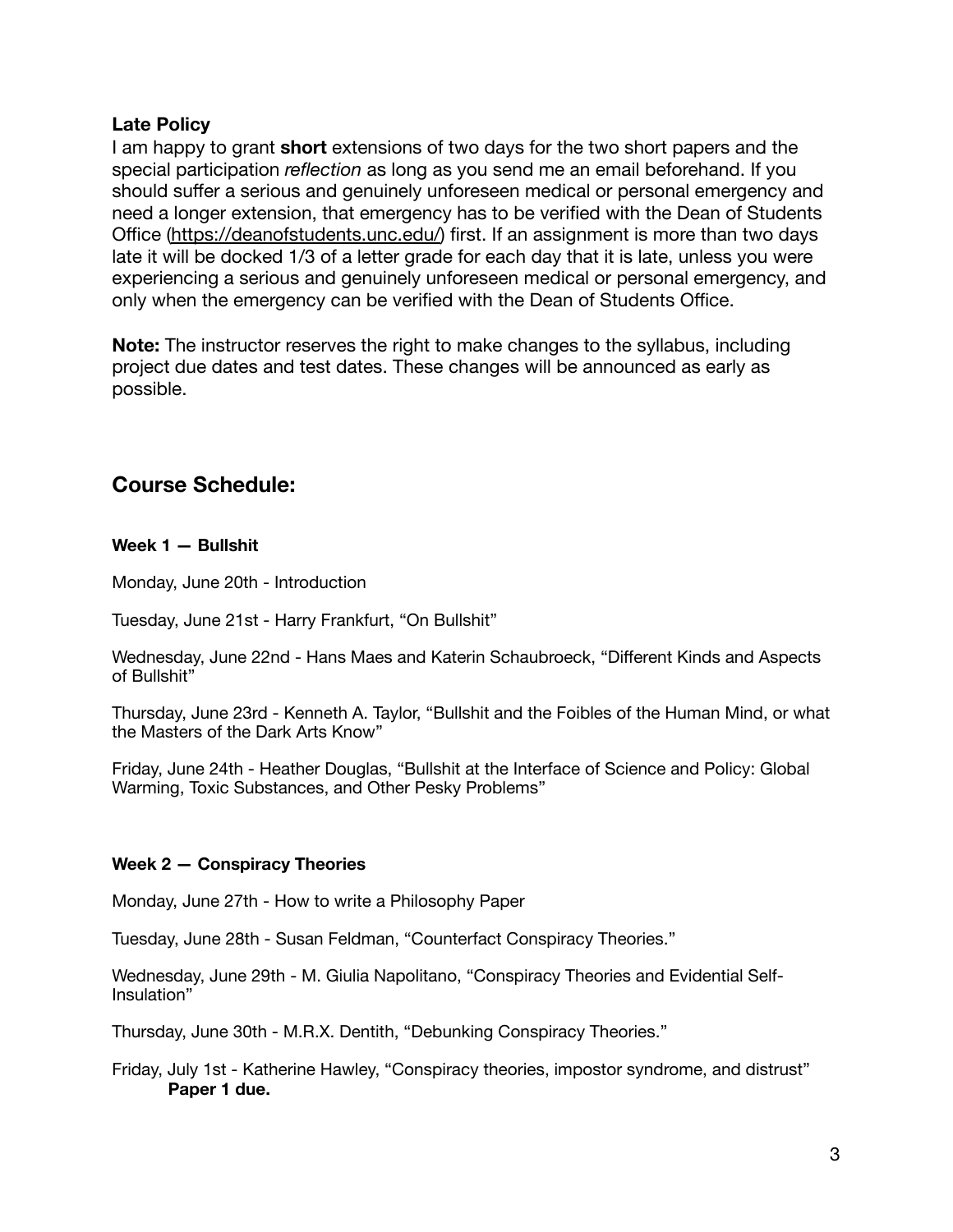**Late Policy**
I am happy to grant **short** extensions of two days for the two short papers and the special participation *reflection* as long as you send me an email beforehand. If you should suffer a serious and genuinely unforeseen medical or personal emergency and need a longer extension, that emergency has to be verified with the Dean of Students Office ([https://deanofstudents.unc.edu/](https://deanofstudents.unc.edu/)) first. If an assignment is more than two days late it will be docked 1/3 of a letter grade for each day that it is late, unless you were experiencing a serious and genuinely unforeseen medical or personal emergency, and only when the emergency can be verified with the Dean of Students Office.

**Note:** The instructor reserves the right to make changes to the syllabus, including project due dates and test dates. These changes will be announced as early as possible.

## Course Schedule:

#### Week 1 — Bullshit

Monday, June 20th - Introduction

Tuesday, June 21st - Harry Frankfurt, "On Bullshit"

Wednesday, June 22nd - Hans Maes and Katerin Schaubroeck, "Different Kinds and Aspects of Bullshit"

Thursday, June 23rd - Kenneth A. Taylor, "Bullshit and the Foibles of the Human Mind, or what the Masters of the Dark Arts Know"

Friday, June 24th - Heather Douglas, "Bullshit at the Interface of Science and Policy: Global Warming, Toxic Substances, and Other Pesky Problems"

#### Week 2 — Conspiracy Theories

Monday, June 27th - How to write a Philosophy Paper

Tuesday, June 28th - Susan Feldman, "Counterfact Conspiracy Theories."

Wednesday, June 29th - M. Giulia Napolitano, "Conspiracy Theories and Evidential Self-Insulation"

Thursday, June 30th - M.R.X. Dentith, "Debunking Conspiracy Theories."

Friday, July 1st - Katherine Hawley, "Conspiracy theories, impostor syndrome, and distrust"
**Paper 1 due.**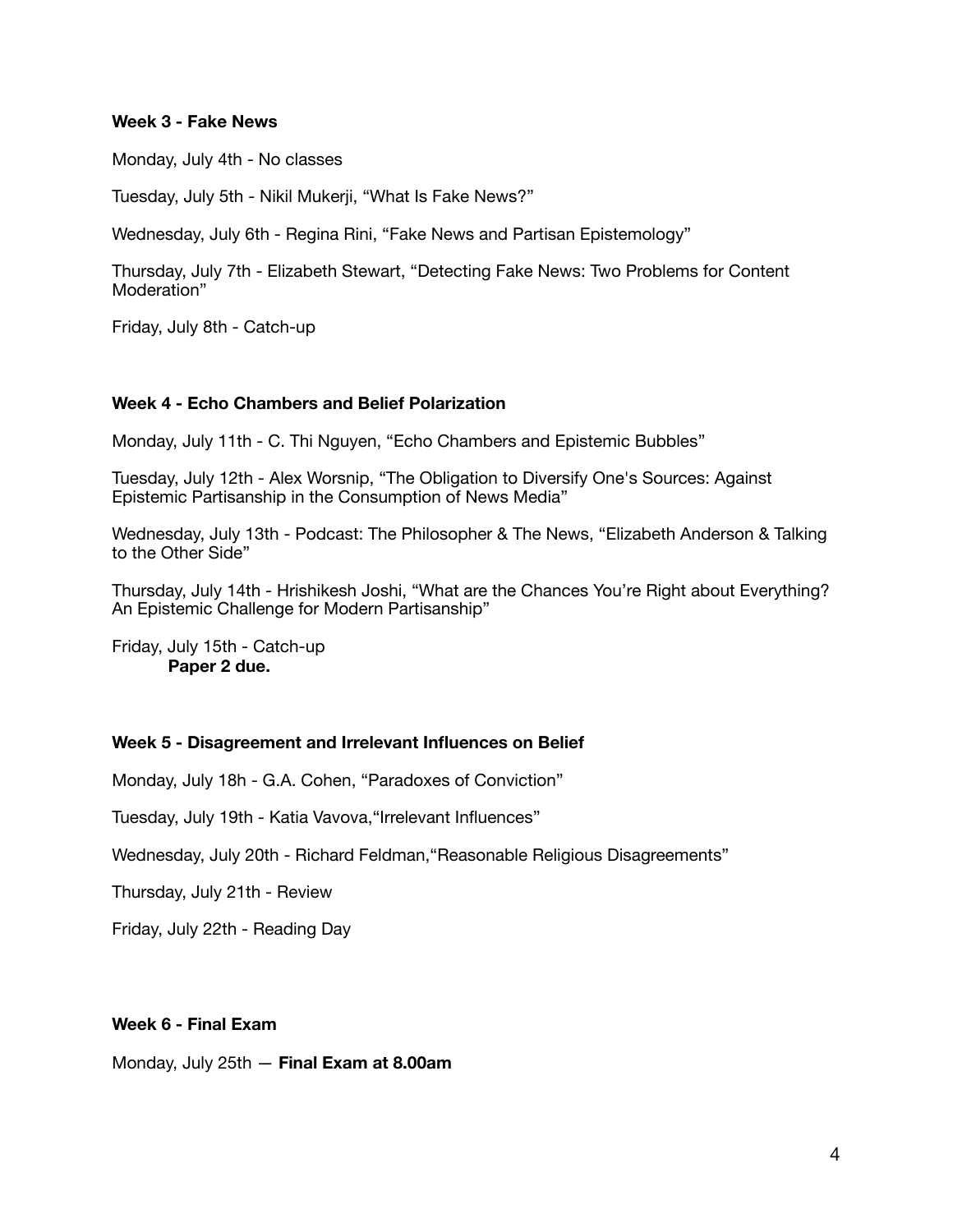**Week 3 - Fake News**

Monday, July 4th - No classes

Tuesday, July 5th - Nikil Mukerji, “What Is Fake News?”

Wednesday, July 6th - Regina Rini, “Fake News and Partisan Epistemology”

Thursday, July 7th - Elizabeth Stewart, “Detecting Fake News: Two Problems for Content Moderation”

Friday, July 8th - Catch-up

**Week 4 - Echo Chambers and Belief Polarization**

Monday, July 11th - C. Thi Nguyen, “Echo Chambers and Epistemic Bubbles”

Tuesday, July 12th - Alex Worsnip, “The Obligation to Diversify One's Sources: Against Epistemic Partisanship in the Consumption of News Media”

Wednesday, July 13th - Podcast: The Philosopher & The News, “Elizabeth Anderson & Talking to the Other Side”

Thursday, July 14th - Hrishikesh Joshi, “What are the Chances You’re Right about Everything? An Epistemic Challenge for Modern Partisanship”

Friday, July 15th - Catch-up
**Paper 2 due.**

**Week 5 - Disagreement and Irrelevant Influences on Belief**

Monday, July 18h - G.A. Cohen, “Paradoxes of Conviction”

Tuesday, July 19th - Katia Vavova,“Irrelevant Influences”

Wednesday, July 20th - Richard Feldman,“Reasonable Religious Disagreements”

Thursday, July 21th - Review

Friday, July 22th - Reading Day

**Week 6 - Final Exam**

Monday, July 25th — **Final Exam at 8.00am**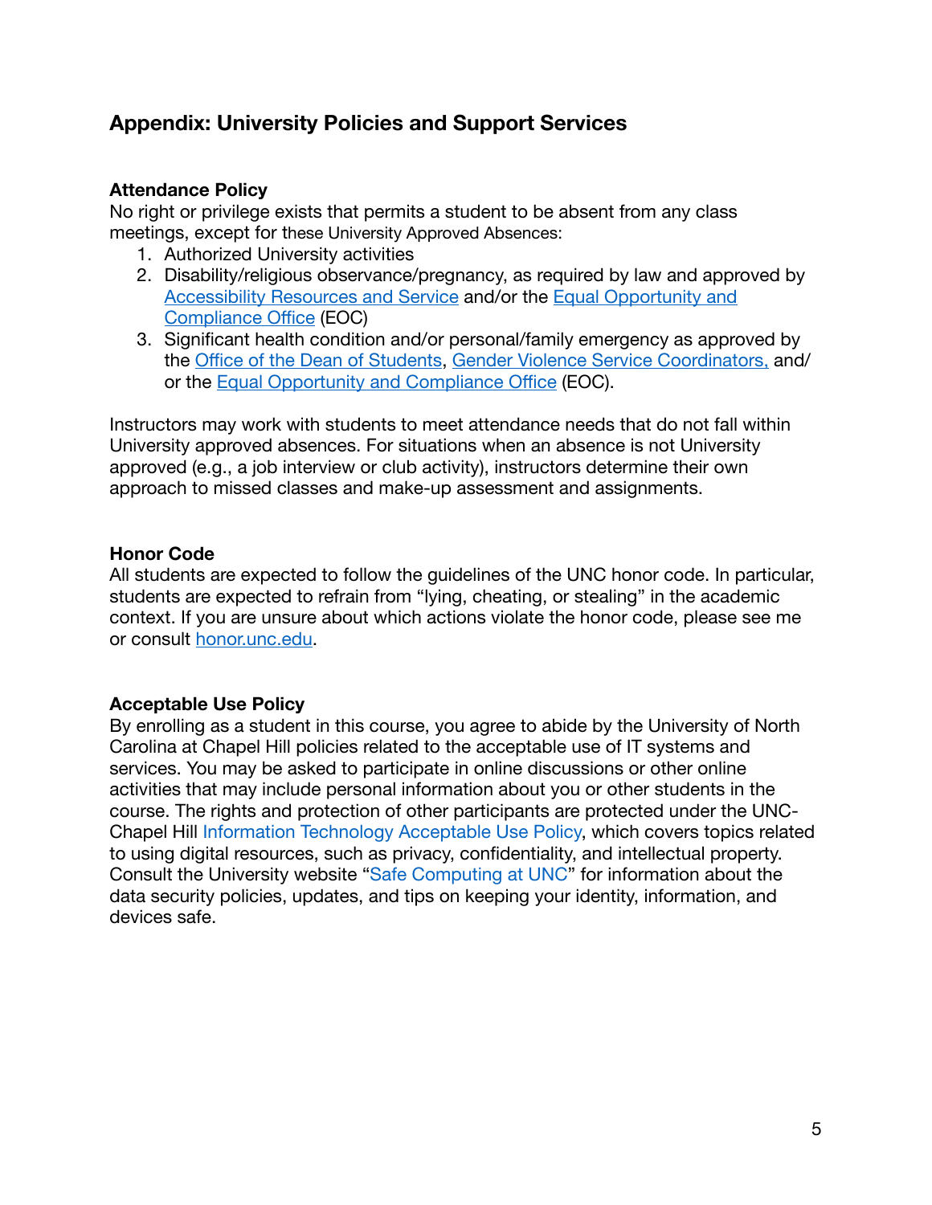## Appendix: University Policies and Support Services

### Attendance Policy

No right or privilege exists that permits a student to be absent from any class meetings, except for these University Approved Absences:

1. Authorized University activities
2. Disability/religious observance/pregnancy, as required by law and approved by Accessibility Resources and Service and/or the Equal Opportunity and Compliance Office (EOC)
3. Significant health condition and/or personal/family emergency as approved by the Office of the Dean of Students, Gender Violence Service Coordinators, and/or the Equal Opportunity and Compliance Office (EOC).

Instructors may work with students to meet attendance needs that do not fall within University approved absences. For situations when an absence is not University approved (e.g., a job interview or club activity), instructors determine their own approach to missed classes and make-up assessment and assignments.

### Honor Code

All students are expected to follow the guidelines of the UNC honor code. In particular, students are expected to refrain from "lying, cheating, or stealing" in the academic context. If you are unsure about which actions violate the honor code, please see me or consult honor.unc.edu.

### Acceptable Use Policy

By enrolling as a student in this course, you agree to abide by the University of North Carolina at Chapel Hill policies related to the acceptable use of IT systems and services. You may be asked to participate in online discussions or other online activities that may include personal information about you or other students in the course. The rights and protection of other participants are protected under the UNC-Chapel Hill Information Technology Acceptable Use Policy, which covers topics related to using digital resources, such as privacy, confidentiality, and intellectual property. Consult the University website "Safe Computing at UNC" for information about the data security policies, updates, and tips on keeping your identity, information, and devices safe.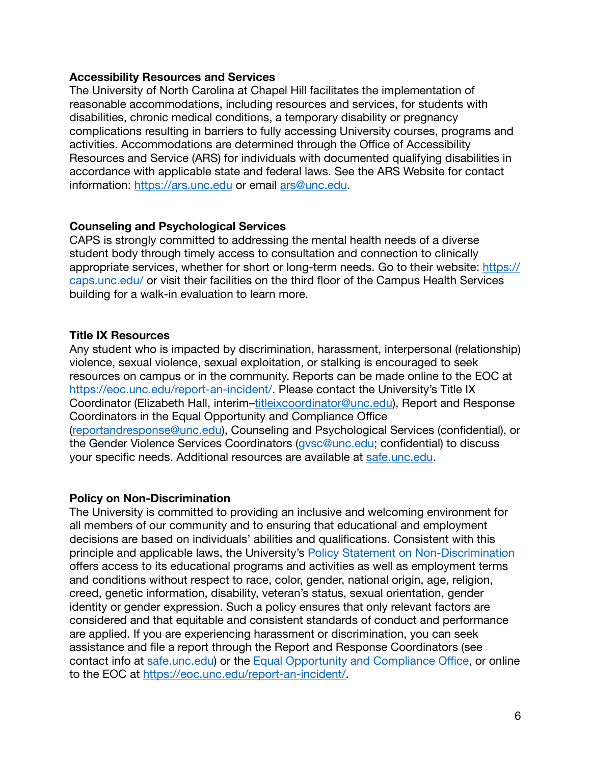**Accessibility Resources and Services**

The University of North Carolina at Chapel Hill facilitates the implementation of reasonable accommodations, including resources and services, for students with disabilities, chronic medical conditions, a temporary disability or pregnancy complications resulting in barriers to fully accessing University courses, programs and activities. Accommodations are determined through the Office of Accessibility Resources and Service (ARS) for individuals with documented qualifying disabilities in accordance with applicable state and federal laws. See the ARS Website for contact information: https://ars.unc.edu or email ars@unc.edu.

**Counseling and Psychological Services**

CAPS is strongly committed to addressing the mental health needs of a diverse student body through timely access to consultation and connection to clinically appropriate services, whether for short or long-term needs. Go to their website: https://caps.unc.edu/ or visit their facilities on the third floor of the Campus Health Services building for a walk-in evaluation to learn more.

**Title IX Resources**

Any student who is impacted by discrimination, harassment, interpersonal (relationship) violence, sexual violence, sexual exploitation, or stalking is encouraged to seek resources on campus or in the community. Reports can be made online to the EOC at https://eoc.unc.edu/report-an-incident/. Please contact the University's Title IX Coordinator (Elizabeth Hall, interim–titleixcoordinator@unc.edu), Report and Response Coordinators in the Equal Opportunity and Compliance Office (reportandresponse@unc.edu), Counseling and Psychological Services (confidential), or the Gender Violence Services Coordinators (gvsc@unc.edu; confidential) to discuss your specific needs. Additional resources are available at safe.unc.edu.

**Policy on Non-Discrimination**

The University is committed to providing an inclusive and welcoming environment for all members of our community and to ensuring that educational and employment decisions are based on individuals' abilities and qualifications. Consistent with this principle and applicable laws, the University's Policy Statement on Non-Discrimination offers access to its educational programs and activities as well as employment terms and conditions without respect to race, color, gender, national origin, age, religion, creed, genetic information, disability, veteran's status, sexual orientation, gender identity or gender expression. Such a policy ensures that only relevant factors are considered and that equitable and consistent standards of conduct and performance are applied. If you are experiencing harassment or discrimination, you can seek assistance and file a report through the Report and Response Coordinators (see contact info at safe.unc.edu) or the Equal Opportunity and Compliance Office, or online to the EOC at https://eoc.unc.edu/report-an-incident/.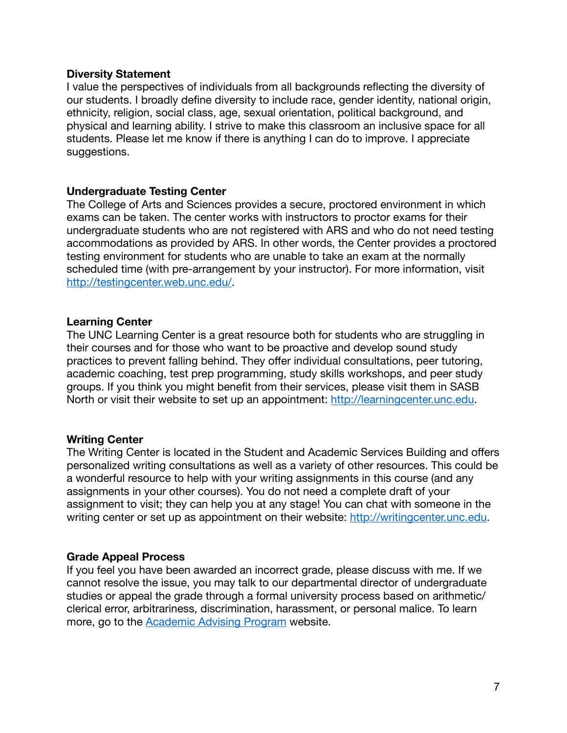**Diversity Statement**
I value the perspectives of individuals from all backgrounds reflecting the diversity of our students. I broadly define diversity to include race, gender identity, national origin, ethnicity, religion, social class, age, sexual orientation, political background, and physical and learning ability. I strive to make this classroom an inclusive space for all students. Please let me know if there is anything I can do to improve. I appreciate suggestions.

**Undergraduate Testing Center**
The College of Arts and Sciences provides a secure, proctored environment in which exams can be taken. The center works with instructors to proctor exams for their undergraduate students who are not registered with ARS and who do not need testing accommodations as provided by ARS. In other words, the Center provides a proctored testing environment for students who are unable to take an exam at the normally scheduled time (with pre-arrangement by your instructor). For more information, visit [http://testingcenter.web.unc.edu/](http://testingcenter.web.unc.edu/).

**Learning Center**
The UNC Learning Center is a great resource both for students who are struggling in their courses and for those who want to be proactive and develop sound study practices to prevent falling behind. They offer individual consultations, peer tutoring, academic coaching, test prep programming, study skills workshops, and peer study groups. If you think you might benefit from their services, please visit them in SASB North or visit their website to set up an appointment: [http://learningcenter.unc.edu](http://learningcenter.unc.edu).

**Writing Center**
The Writing Center is located in the Student and Academic Services Building and offers personalized writing consultations as well as a variety of other resources. This could be a wonderful resource to help with your writing assignments in this course (and any assignments in your other courses). You do not need a complete draft of your assignment to visit; they can help you at any stage! You can chat with someone in the writing center or set up as appointment on their website: [http://writingcenter.unc.edu](http://writingcenter.unc.edu).

**Grade Appeal Process**
If you feel you have been awarded an incorrect grade, please discuss with me. If we cannot resolve the issue, you may talk to our departmental director of undergraduate studies or appeal the grade through a formal university process based on arithmetic/clerical error, arbitrariness, discrimination, harassment, or personal malice. To learn more, go to the Academic Advising Program website.